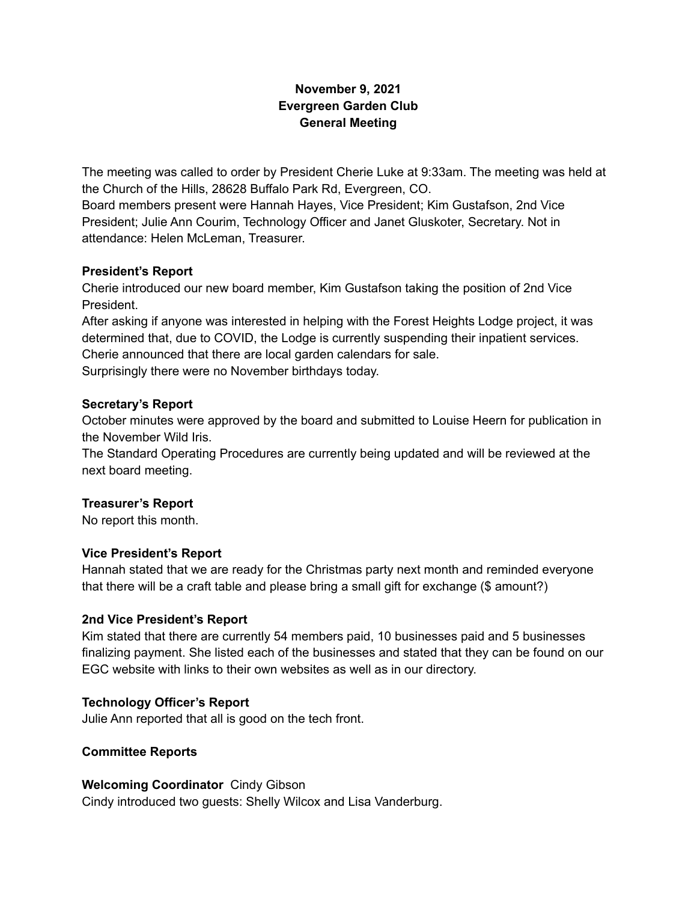# November 9, 2021
# Evergreen Garden Club
# General Meeting

The meeting was called to order by President Cherie Luke at 9:33am. The meeting was held at the Church of the Hills, 28628 Buffalo Park Rd, Evergreen, CO.
Board members present were Hannah Hayes, Vice President; Kim Gustafson, 2nd Vice President; Julie Ann Courim, Technology Officer and Janet Gluskoter, Secretary. Not in attendance: Helen McLeman, Treasurer.

**President's Report**
Cherie introduced our new board member, Kim Gustafson taking the position of 2nd Vice President.
After asking if anyone was interested in helping with the Forest Heights Lodge project, it was determined that, due to COVID, the Lodge is currently suspending their inpatient services.
Cherie announced that there are local garden calendars for sale.
Surprisingly there were no November birthdays today.

**Secretary's Report**
October minutes were approved by the board and submitted to Louise Heern for publication in the November Wild Iris.
The Standard Operating Procedures are currently being updated and will be reviewed at the next board meeting.

**Treasurer's Report**
No report this month.

**Vice President's Report**
Hannah stated that we are ready for the Christmas party next month and reminded everyone that there will be a craft table and please bring a small gift for exchange ($ amount?)

**2nd Vice President's Report**
Kim stated that there are currently 54 members paid, 10 businesses paid and 5 businesses finalizing payment. She listed each of the businesses and stated that they can be found on our EGC website with links to their own websites as well as in our directory.

**Technology Officer's Report**
Julie Ann reported that all is good on the tech front.

**Committee Reports**

**Welcoming Coordinator** Cindy Gibson
Cindy introduced two guests: Shelly Wilcox and Lisa Vanderburg.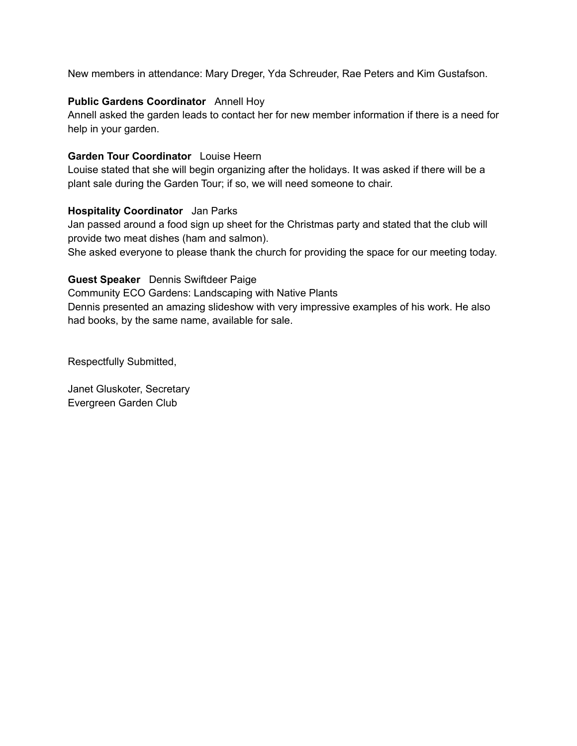New members in attendance: Mary Dreger, Yda Schreuder, Rae Peters and Kim Gustafson.

**Public Gardens Coordinator** Annell Hoy
Annell asked the garden leads to contact her for new member information if there is a need for help in your garden.

**Garden Tour Coordinator** Louise Heern
Louise stated that she will begin organizing after the holidays. It was asked if there will be a plant sale during the Garden Tour; if so, we will need someone to chair.

**Hospitality Coordinator** Jan Parks
Jan passed around a food sign up sheet for the Christmas party and stated that the club will provide two meat dishes (ham and salmon).
She asked everyone to please thank the church for providing the space for our meeting today.

**Guest Speaker** Dennis Swiftdeer Paige
Community ECO Gardens: Landscaping with Native Plants
Dennis presented an amazing slideshow with very impressive examples of his work. He also had books, by the same name, available for sale.

Respectfully Submitted,

Janet Gluskoter, Secretary
Evergreen Garden Club